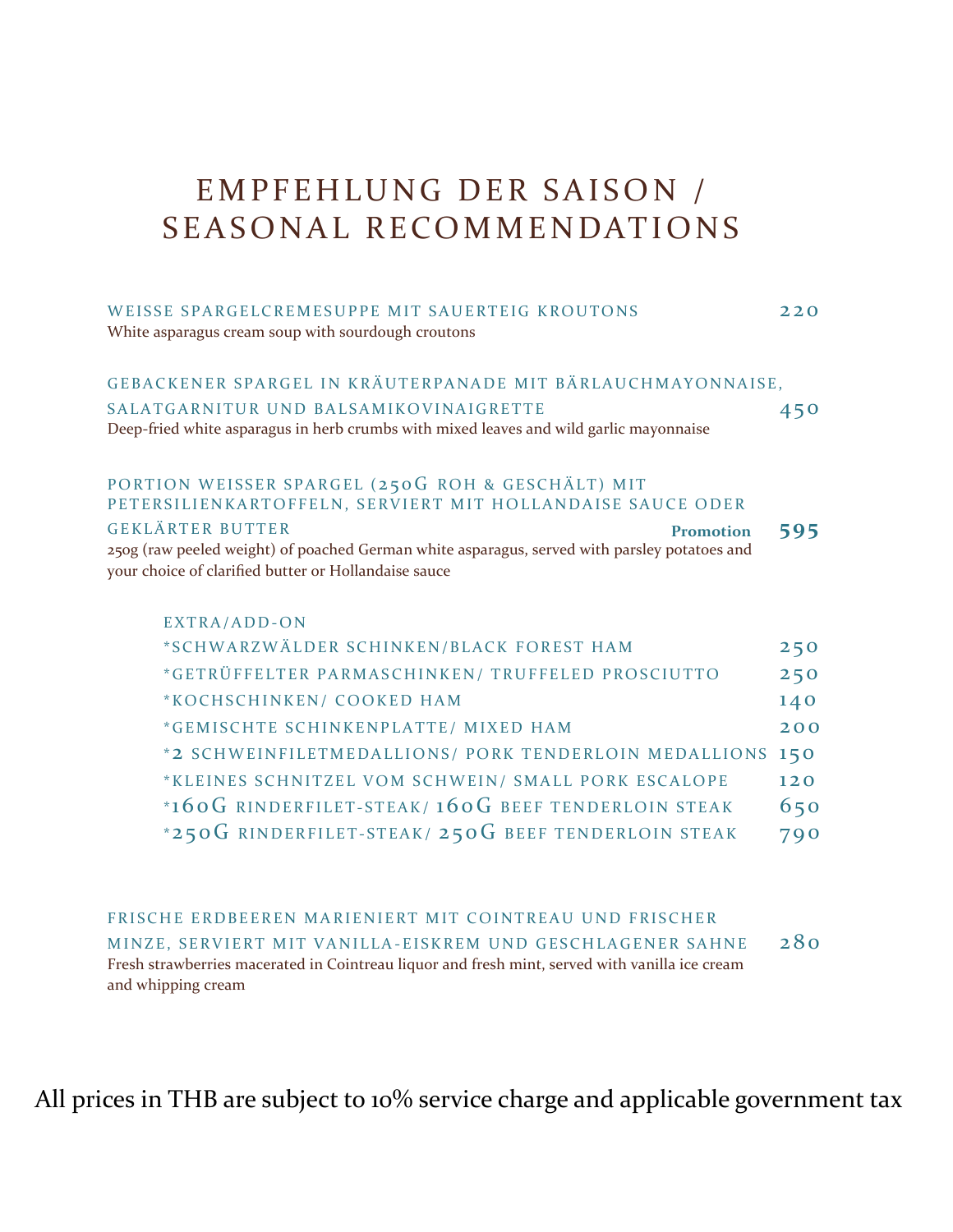# EMPFEHLUNG DER SAISON / SEASONAL RECOMMENDATIONS

**WEISSE SPARGELCREMESUPPE MIT SAUERTEIG KROUTONS** — 220
White asparagus cream soup with sourdough croutons

**GEBACKENER SPARGEL IN KRÄUTERPANADE MIT BÄRLAUCHMAYONNAISE, SALATGARNITUR UND BALSAMIKOVINAIGRETTE** — 450
Deep-fried white asparagus in herb crumbs with mixed leaves and wild garlic mayonnaise

**PORTION WEISSER SPARGEL (250G ROH & GESCHÄLT) MIT PETERSILIENKARTOFFELN, SERVIERT MIT HOLLANDAISE SAUCE ODER GEKLÄRTER BUTTER** — **Promotion** 595
250g (raw peeled weight) of poached German white asparagus, served with parsley potatoes and your choice of clarified butter or Hollandaise sauce

| EXTRA/ADD-ON | |
|---|---|
| *SCHWARZWÄLDER SCHINKEN/BLACK FOREST HAM | 250 |
| *GETRÜFFELTER PARMASCHINKEN/ TRUFFELED PROSCIUTTO | 250 |
| *KOCHSCHINKEN/ COOKED HAM | 140 |
| *GEMISCHTE SCHINKENPLATTE/ MIXED HAM | 200 |
| *2 SCHWEINFILETMEDALLIONS/ PORK TENDERLOIN MEDALLIONS | 150 |
| *KLEINES SCHNITZEL VOM SCHWEIN/ SMALL PORK ESCALOPE | 120 |
| *160G RINDERFILET-STEAK/ 160G BEEF TENDERLOIN STEAK | 650 |
| *250G RINDERFILET-STEAK/ 250G BEEF TENDERLOIN STEAK | 790 |

**FRISCHE ERDBEEREN MARIENIERT MIT COINTREAU UND FRISCHER MINZE, SERVIERT MIT VANILLA-EISKREM UND GESCHLAGENER SAHNE** — 280
Fresh strawberries macerated in Cointreau liquor and fresh mint, served with vanilla ice cream and whipping cream

All prices in THB are subject to 10% service charge and applicable government tax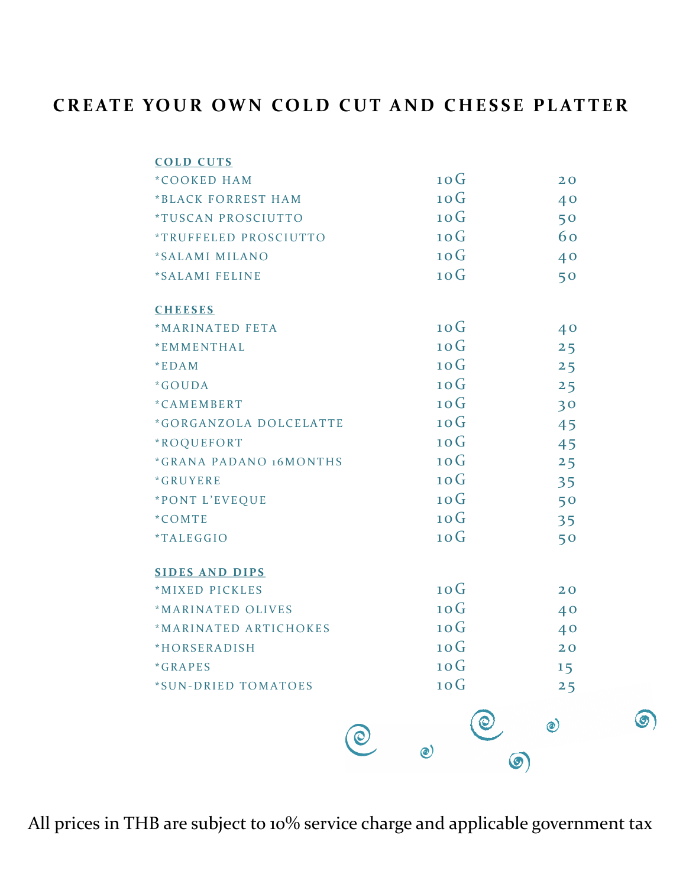# CREATE YOUR OWN COLD CUT AND CHESSE PLATTER

## COLD CUTS

| | | |
|---|---|---|
| *COOKED HAM | 10G | 20 |
| *BLACK FORREST HAM | 10G | 40 |
| *TUSCAN PROSCIUTTO | 10G | 50 |
| *TRUFFELED PROSCIUTTO | 10G | 60 |
| *SALAMI MILANO | 10G | 40 |
| *SALAMI FELINE | 10G | 50 |

## CHEESES

| | | |
|---|---|---|
| *MARINATED FETA | 10G | 40 |
| *EMMENTHAL | 10G | 25 |
| *EDAM | 10G | 25 |
| *GOUDA | 10G | 25 |
| *CAMEMBERT | 10G | 30 |
| *GORGANZOLA DOLCELATTE | 10G | 45 |
| *ROQUEFORT | 10G | 45 |
| *GRANA PADANO 16MONTHS | 10G | 25 |
| *GRUYERE | 10G | 35 |
| *PONT L'EVEQUE | 10G | 50 |
| *COMTE | 10G | 35 |
| *TALEGGIO | 10G | 50 |

## SIDES AND DIPS

| | | |
|---|---|---|
| *MIXED PICKLES | 10G | 20 |
| *MARINATED OLIVES | 10G | 40 |
| *MARINATED ARTICHOKES | 10G | 40 |
| *HORSERADISH | 10G | 20 |
| *GRAPES | 10G | 15 |
| *SUN-DRIED TOMATOES | 10G | 25 |

All prices in THB are subject to 10% service charge and applicable government tax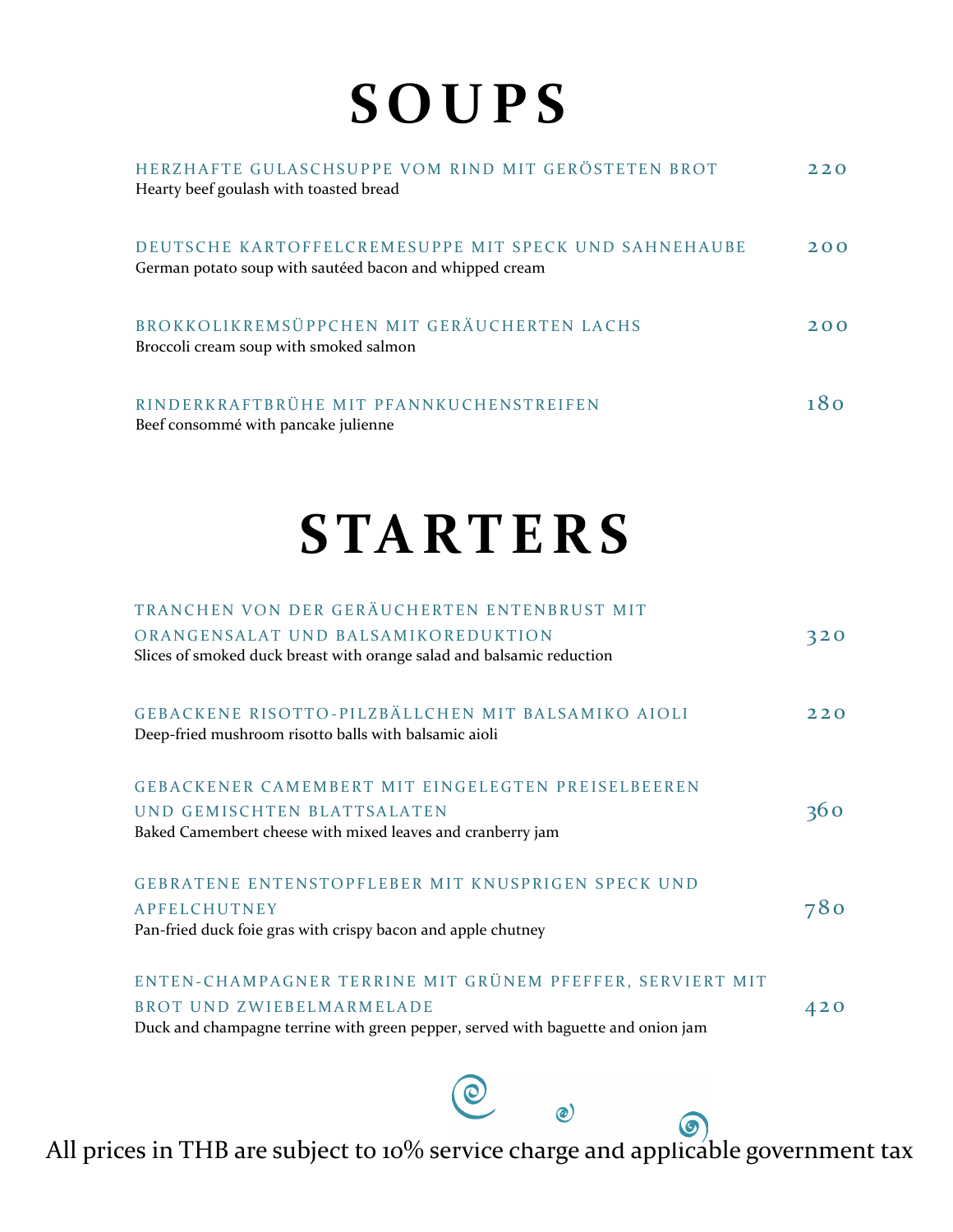# SOUPS

HERZHAFTE GULASCHSUPPE VOM RIND MIT GERÖSTETEN BROT — 220
Hearty beef goulash with toasted bread

DEUTSCHE KARTOFFELCREMESUPPE MIT SPECK UND SAHNEHAUBE — 200
German potato soup with sautéed bacon and whipped cream

BROKKOLIKREMSÜPPCHEN MIT GERÄUCHERTEN LACHS — 200
Broccoli cream soup with smoked salmon

RINDERKRAFTBRÜHE MIT PFANNKUCHENSTREIFEN — 180
Beef consommé with pancake julienne

# STARTERS

TRANCHEN VON DER GERÄUCHERTEN ENTENBRUST MIT ORANGENSALAT UND BALSAMIKOREDUKTION — 320
Slices of smoked duck breast with orange salad and balsamic reduction

GEBACKENE RISOTTO-PILZBÄLLCHEN MIT BALSAMIKO AIOLI — 220
Deep-fried mushroom risotto balls with balsamic aioli

GEBACKENER CAMEMBERT MIT EINGELEGTEN PREISELBEEREN UND GEMISCHTEN BLATTSALATEN — 360
Baked Camembert cheese with mixed leaves and cranberry jam

GEBRATENE ENTENSTOPFLEBER MIT KNUSPRIGEN SPECK UND APFELCHUTNEY — 780
Pan-fried duck foie gras with crispy bacon and apple chutney

ENTEN-CHAMPAGNER TERRINE MIT GRÜNEM PFEFFER, SERVIERT MIT BROT UND ZWIEBELMARMELADE — 420
Duck and champagne terrine with green pepper, served with baguette and onion jam

All prices in THB are subject to 10% service charge and applicable government tax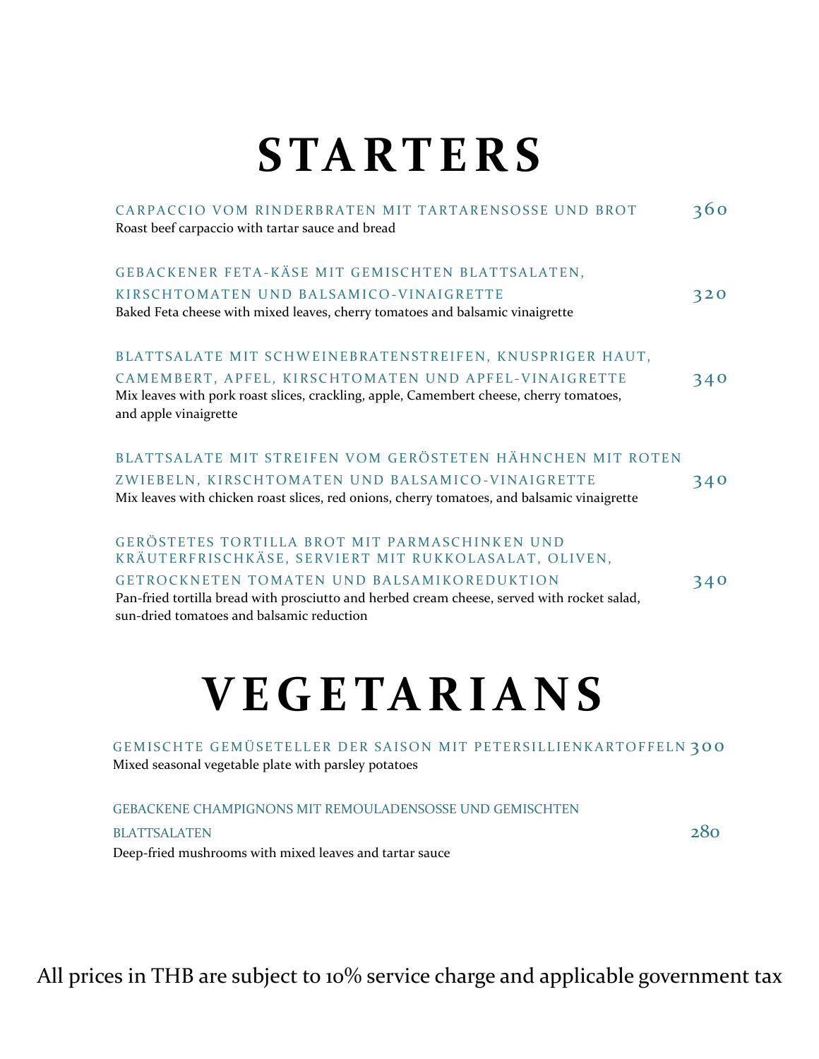# STARTERS

CARPACCIO VOM RINDERBRATEN MIT TARTARENSOSSE UND BROT — 360
Roast beef carpaccio with tartar sauce and bread

GEBACKENER FETA-KÄSE MIT GEMISCHTEN BLATTSALATEN, KIRSCHTOMATEN UND BALSAMICO-VINAIGRETTE — 320
Baked Feta cheese with mixed leaves, cherry tomatoes and balsamic vinaigrette

BLATTSALATE MIT SCHWEINEBRATENSTREIFEN, KNUSPRIGER HAUT, CAMEMBERT, APFEL, KIRSCHTOMATEN UND APFEL-VINAIGRETTE — 340
Mix leaves with pork roast slices, crackling, apple, Camembert cheese, cherry tomatoes, and apple vinaigrette

BLATTSALATE MIT STREIFEN VOM GERÖSTETEN HÄHNCHEN MIT ROTEN ZWIEBELN, KIRSCHTOMATEN UND BALSAMICO-VINAIGRETTE — 340
Mix leaves with chicken roast slices, red onions, cherry tomatoes, and balsamic vinaigrette

GERÖSTETES TORTILLA BROT MIT PARMASCHINKEN UND KRÄUTERFRISCHKÄSE, SERVIERT MIT RUKKOLASALAT, OLIVEN, GETROCKNETEN TOMATEN UND BALSAMIKOREDUKTION — 340
Pan-fried tortilla bread with prosciutto and herbed cream cheese, served with rocket salad, sun-dried tomatoes and balsamic reduction

# VEGETARIANS

GEMISCHTE GEMÜSETELLER DER SAISON MIT PETERSILLIENKARTOFFELN — 300
Mixed seasonal vegetable plate with parsley potatoes

GEBACKENE CHAMPIGNONS MIT REMOULADENSOSSE UND GEMISCHTEN BLATTSALATEN — 280
Deep-fried mushrooms with mixed leaves and tartar sauce

All prices in THB are subject to 10% service charge and applicable government tax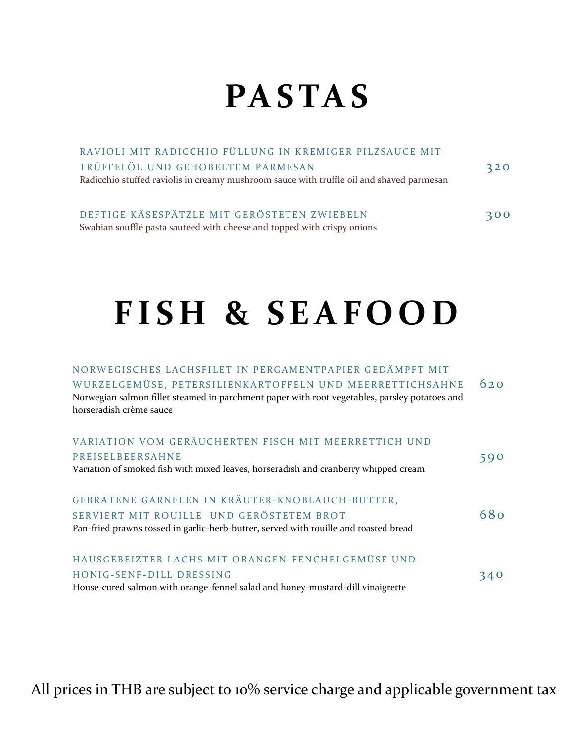# PASTAS

RAVIOLI MIT RADICCHIO FÜLLUNG IN KREMIGER PILZSAUCE MIT TRÜFFELÖL UND GEHOBELTEM PARMESAN — 320
Radicchio stuffed raviolis in creamy mushroom sauce with truffle oil and shaved parmesan

DEFTIGE KÄSESPÄTZLE MIT GERÖSTETEN ZWIEBELN — 300
Swabian soufflé pasta sautéed with cheese and topped with crispy onions

# FISH & SEAFOOD

NORWEGISCHES LACHSFILET IN PERGAMENTPAPIER GEDÄMPFT MIT WURZELGEMÜSE, PETERSILIENKARTOFFELN UND MEERRETTICHSAHNE — 620
Norwegian salmon fillet steamed in parchment paper with root vegetables, parsley potatoes and horseradish crème sauce

VARIATION VOM GERÄUCHERTEN FISCH MIT MEERRETTICH UND PREISELBEERSAHNE — 590
Variation of smoked fish with mixed leaves, horseradish and cranberry whipped cream

GEBRATENE GARNELEN IN KRÄUTER-KNOBLAUCH-BUTTER, SERVIERT MIT ROUILLE UND GERÖSTETEM BROT — 680
Pan-fried prawns tossed in garlic-herb-butter, served with rouille and toasted bread

HAUSGEBEIZTER LACHS MIT ORANGEN-FENCHELGEMÜSE UND HONIG-SENF-DILL DRESSING — 340
House-cured salmon with orange-fennel salad and honey-mustard-dill vinaigrette

All prices in THB are subject to 10% service charge and applicable government tax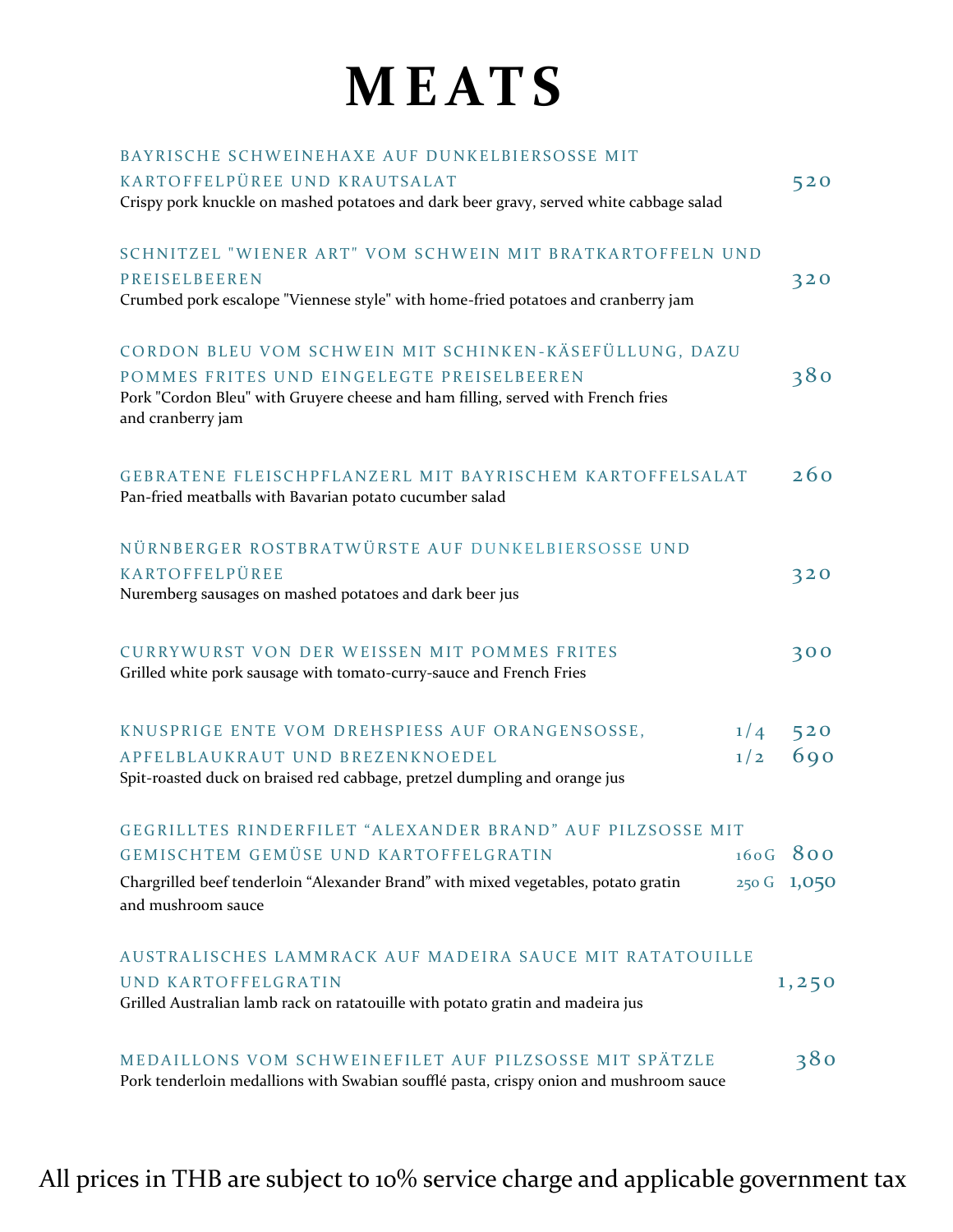# MEATS

**BAYRISCHE SCHWEINEHAXE AUF DUNKELBIERSOSSE MIT KARTOFFELPÜREE UND KRAUTSALAT** — 520
Crispy pork knuckle on mashed potatoes and dark beer gravy, served white cabbage salad

**SCHNITZEL "WIENER ART" VOM SCHWEIN MIT BRATKARTOFFELN UND PREISELBEEREN** — 320
Crumbed pork escalope "Viennese style" with home-fried potatoes and cranberry jam

**CORDON BLEU VOM SCHWEIN MIT SCHINKEN-KÄSEFÜLLUNG, DAZU POMMES FRITES UND EINGELEGTE PREISELBEEREN** — 380
Pork "Cordon Bleu" with Gruyere cheese and ham filling, served with French fries and cranberry jam

**GEBRATENE FLEISCHPFLANZERL MIT BAYRISCHEM KARTOFFELSALAT** — 260
Pan-fried meatballs with Bavarian potato cucumber salad

**NÜRNBERGER ROSTBRATWÜRSTE AUF DUNKELBIERSOSSE UND KARTOFFELPÜREE** — 320
Nuremberg sausages on mashed potatoes and dark beer jus

**CURRYWURST VON DER WEISSEN MIT POMMES FRITES** — 300
Grilled white pork sausage with tomato-curry-sauce and French Fries

**KNUSPRIGE ENTE VOM DREHSPIESS AUF ORANGENSOSSE, APFELBLAUKRAUT UND BREZENKNOEDEL** — 1/4: 520 | 1/2: 690
Spit-roasted duck on braised red cabbage, pretzel dumpling and orange jus

**GEGRILLTES RINDERFILET “ALEXANDER BRAND” AUF PILZSOSSE MIT GEMISCHTEM GEMÜSE UND KARTOFFELGRATIN** — 160G: 800 | 250 G: 1,050
Chargrilled beef tenderloin “Alexander Brand” with mixed vegetables, potato gratin and mushroom sauce

**AUSTRALISCHES LAMMRACK AUF MADEIRA SAUCE MIT RATATOUILLE UND KARTOFFELGRATIN** — 1,250
Grilled Australian lamb rack on ratatouille with potato gratin and madeira jus

**MEDAILLONS VOM SCHWEINEFILET AUF PILZSOSSE MIT SPÄTZLE** — 380
Pork tenderloin medallions with Swabian soufflé pasta, crispy onion and mushroom sauce

All prices in THB are subject to 10% service charge and applicable government tax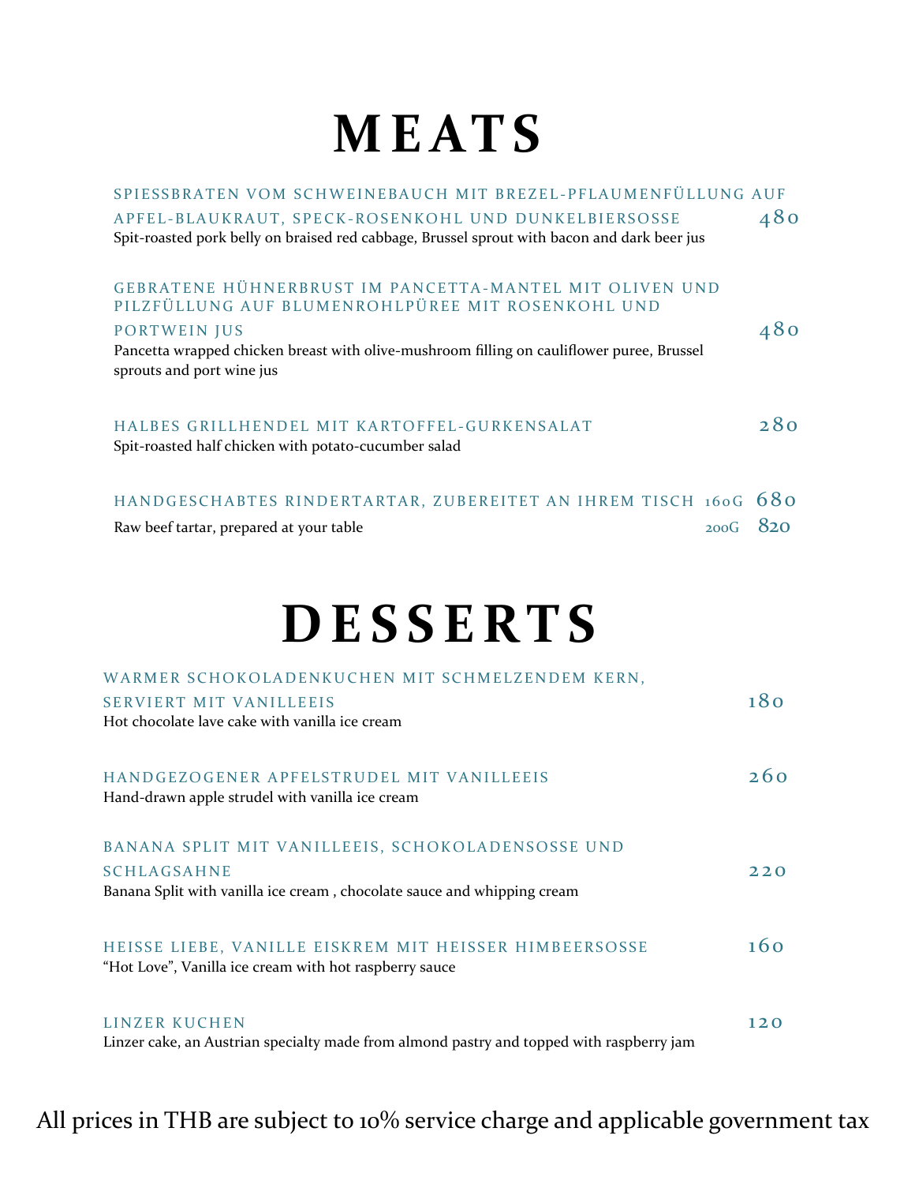# MEATS

SPIESSBRATEN VOM SCHWEINEBAUCH MIT BREZEL-PFLAUMENFÜLLUNG AUF APFEL-BLAUKRAUT, SPECK-ROSENKOHL UND DUNKELBIERSOSSE 480
Spit-roasted pork belly on braised red cabbage, Brussel sprout with bacon and dark beer jus

GEBRATENE HÜHNERBRUST IM PANCETTA-MANTEL MIT OLIVEN UND PILZFÜLLUNG AUF BLUMENROHLPÜREE MIT ROSENKOHL UND PORTWEIN JUS 480
Pancetta wrapped chicken breast with olive-mushroom filling on cauliflower puree, Brussel sprouts and port wine jus

HALBES GRILLHENDEL MIT KARTOFFEL-GURKENSALAT 280
Spit-roasted half chicken with potato-cucumber salad

HANDGESCHABTES RINDERTARTAR, ZUBEREITET AN IHREM TISCH 160G 680
Raw beef tartar, prepared at your table 200G 820

# DESSERTS

WARMER SCHOKOLADENKUCHEN MIT SCHMELZENDEM KERN, SERVIERT MIT VANILLEEIS 180
Hot chocolate lave cake with vanilla ice cream

HANDGEZOGENER APFELSTRUDEL MIT VANILLEEIS 260
Hand-drawn apple strudel with vanilla ice cream

BANANA SPLIT MIT VANILLEEIS, SCHOKOLADENSOSSE UND SCHLAGSAHNE 220
Banana Split with vanilla ice cream , chocolate sauce and whipping cream

HEISSE LIEBE, VANILLE EISKREM MIT HEISSER HIMBEERSOSSE 160
"Hot Love", Vanilla ice cream with hot raspberry sauce

LINZER KUCHEN 120
Linzer cake, an Austrian specialty made from almond pastry and topped with raspberry jam

All prices in THB are subject to 10% service charge and applicable government tax